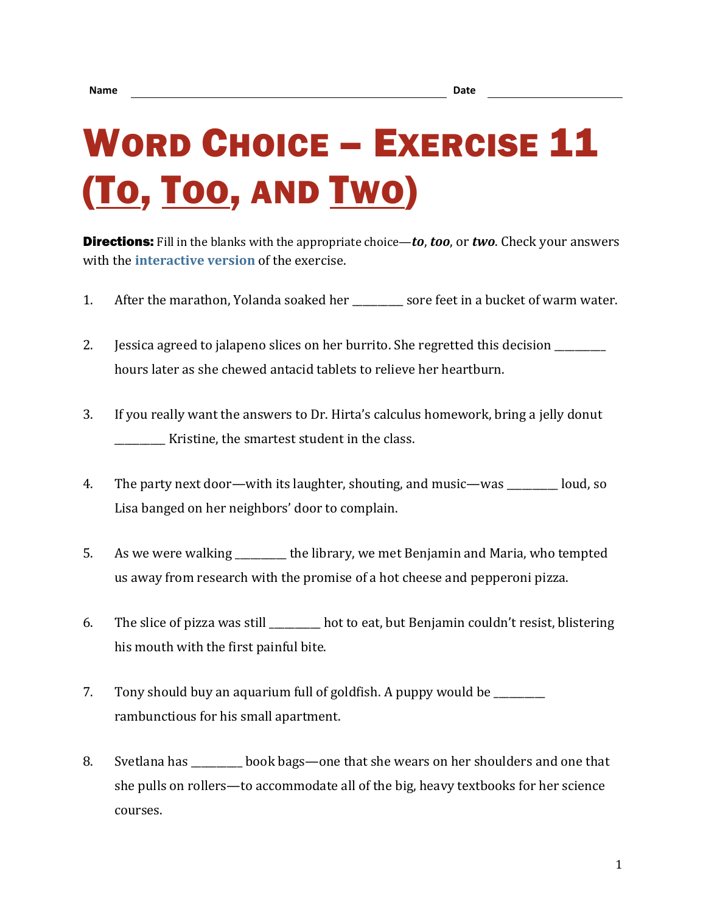Name ______________________________ Date ______________

# Word Choice – Exercise 11 (To, Too, and Two)

**Directions:** Fill in the blanks with the appropriate choice—***to***, ***too***, or ***two***. Check your answers with the **interactive version** of the exercise.

1. After the marathon, Yolanda soaked her _________ sore feet in a bucket of warm water.

2. Jessica agreed to jalapeno slices on her burrito. She regretted this decision _________ hours later as she chewed antacid tablets to relieve her heartburn.

3. If you really want the answers to Dr. Hirta's calculus homework, bring a jelly donut _________ Kristine, the smartest student in the class.

4. The party next door—with its laughter, shouting, and music—was _________ loud, so Lisa banged on her neighbors' door to complain.

5. As we were walking _________ the library, we met Benjamin and Maria, who tempted us away from research with the promise of a hot cheese and pepperoni pizza.

6. The slice of pizza was still _________ hot to eat, but Benjamin couldn't resist, blistering his mouth with the first painful bite.

7. Tony should buy an aquarium full of goldfish. A puppy would be _________ rambunctious for his small apartment.

8. Svetlana has _________ book bags—one that she wears on her shoulders and one that she pulls on rollers—to accommodate all of the big, heavy textbooks for her science courses.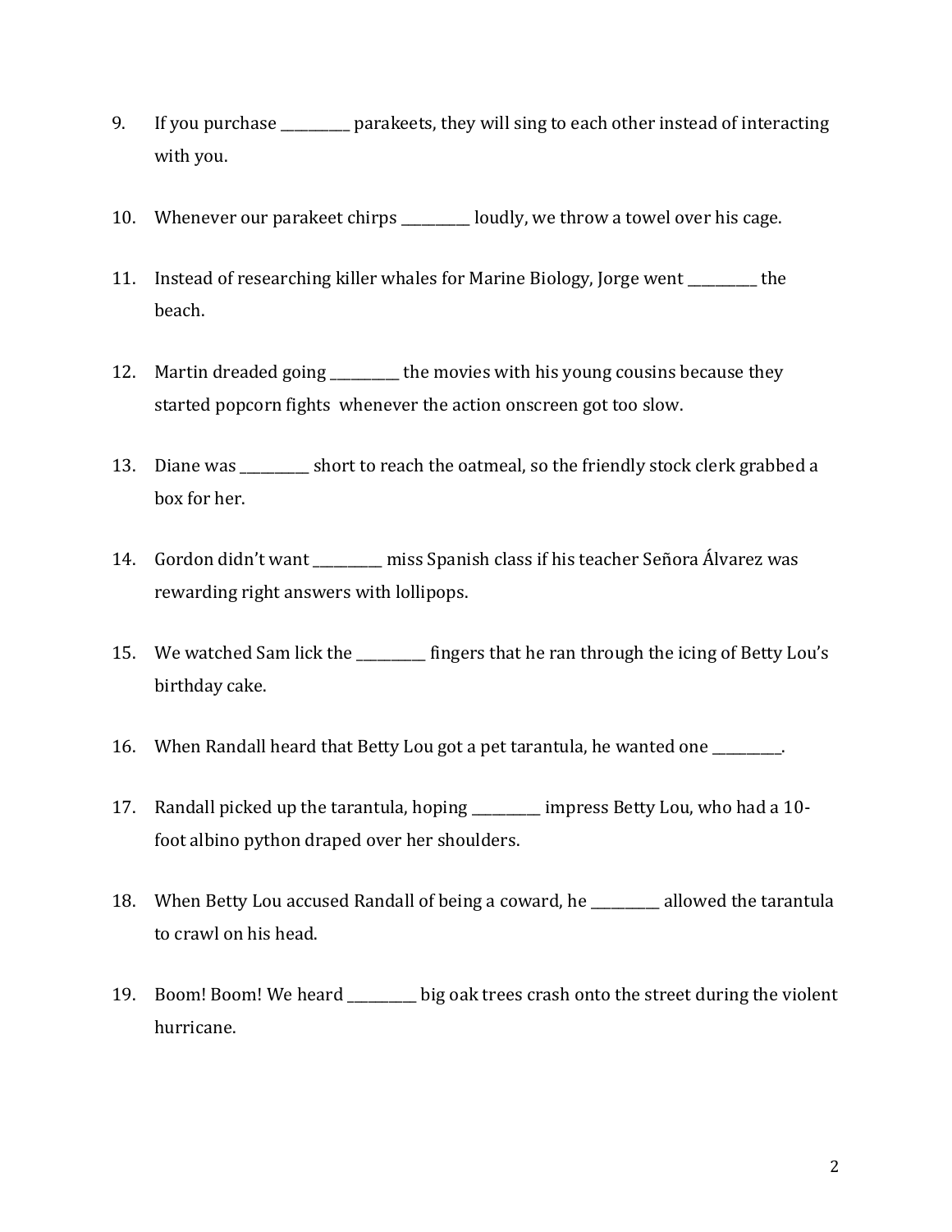9. If you purchase __________ parakeets, they will sing to each other instead of interacting with you.

10. Whenever our parakeet chirps __________ loudly, we throw a towel over his cage.

11. Instead of researching killer whales for Marine Biology, Jorge went __________ the beach.

12. Martin dreaded going __________ the movies with his young cousins because they started popcorn fights whenever the action onscreen got too slow.

13. Diane was __________ short to reach the oatmeal, so the friendly stock clerk grabbed a box for her.

14. Gordon didn't want __________ miss Spanish class if his teacher Señora Álvarez was rewarding right answers with lollipops.

15. We watched Sam lick the __________ fingers that he ran through the icing of Betty Lou's birthday cake.

16. When Randall heard that Betty Lou got a pet tarantula, he wanted one __________.

17. Randall picked up the tarantula, hoping __________ impress Betty Lou, who had a 10-foot albino python draped over her shoulders.

18. When Betty Lou accused Randall of being a coward, he __________ allowed the tarantula to crawl on his head.

19. Boom! Boom! We heard __________ big oak trees crash onto the street during the violent hurricane.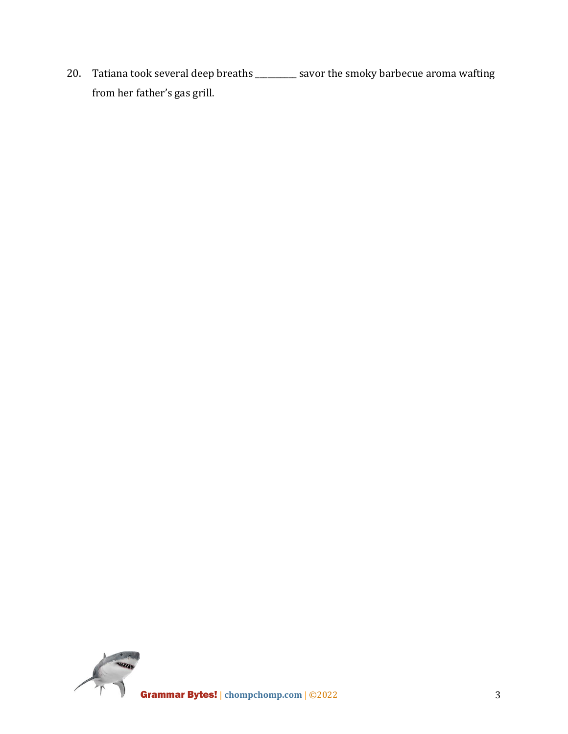20. Tatiana took several deep breaths __________ savor the smoky barbecue aroma wafting from her father's gas grill.